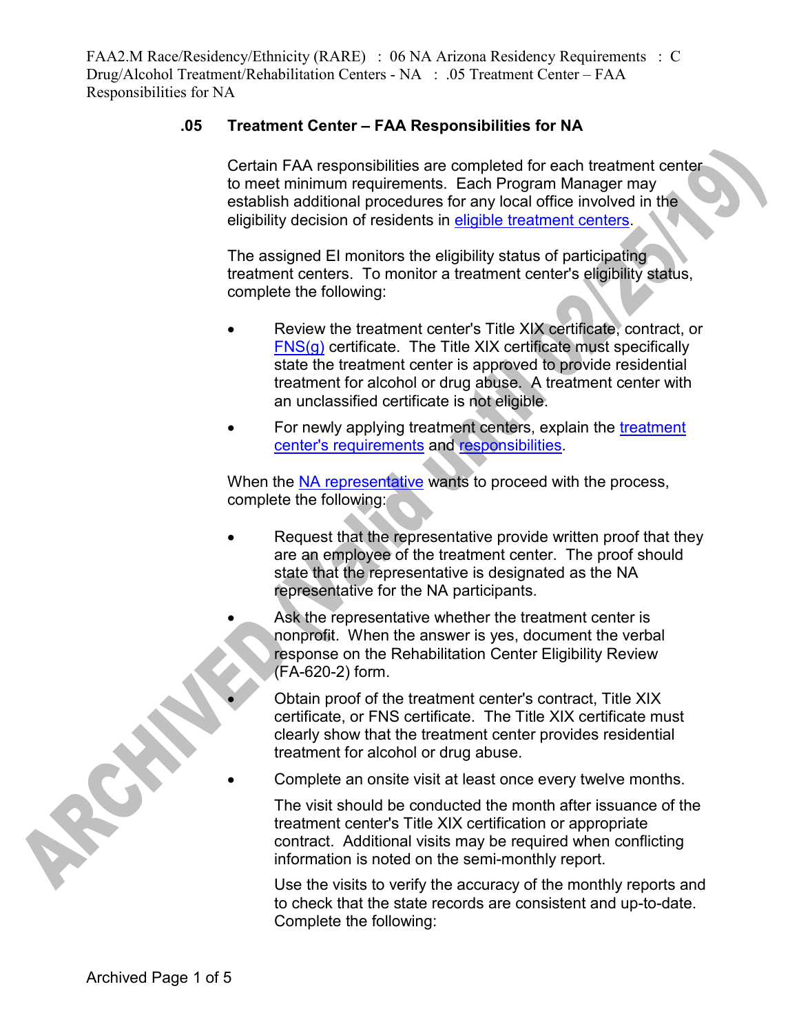## .05 Treatment Center – FAA Responsibilities for NA

Certain FAA responsibilities are completed for each treatment center to meet minimum requirements. Each Program Manager may establish additional procedures for any local office involved in the eligibility decision of residents in eligible treatment centers.

The assigned EI monitors the eligibility status of participating treatment centers. To monitor a treatment center's eligibility status, complete the following:

- Review the treatment center's Title XIX certificate, contract, or FNS(g) certificate. The Title XIX certificate must specifically state the treatment center is approved to provide residential treatment for alcohol or drug abuse. A treatment center with an unclassified certificate is not eligible.
- For newly applying treatment centers, explain the treatment center's requirements and responsibilities.

When the NA representative wants to proceed with the process, complete the following:

- Request that the representative provide written proof that they are an employee of the treatment center. The proof should state that the representative is designated as the NA representative for the NA participants.
- Ask the representative whether the treatment center is nonprofit. When the answer is yes, document the verbal response on the Rehabilitation Center Eligibility Review (FA-620-2) form.
- Obtain proof of the treatment center's contract, Title XIX certificate, or FNS certificate. The Title XIX certificate must clearly show that the treatment center provides residential treatment for alcohol or drug abuse.
- Complete an onsite visit at least once every twelve months.

  The visit should be conducted the month after issuance of the treatment center's Title XIX certification or appropriate contract. Additional visits may be required when conflicting information is noted on the semi-monthly report.

  Use the visits to verify the accuracy of the monthly reports and to check that the state records are consistent and up-to-date. Complete the following: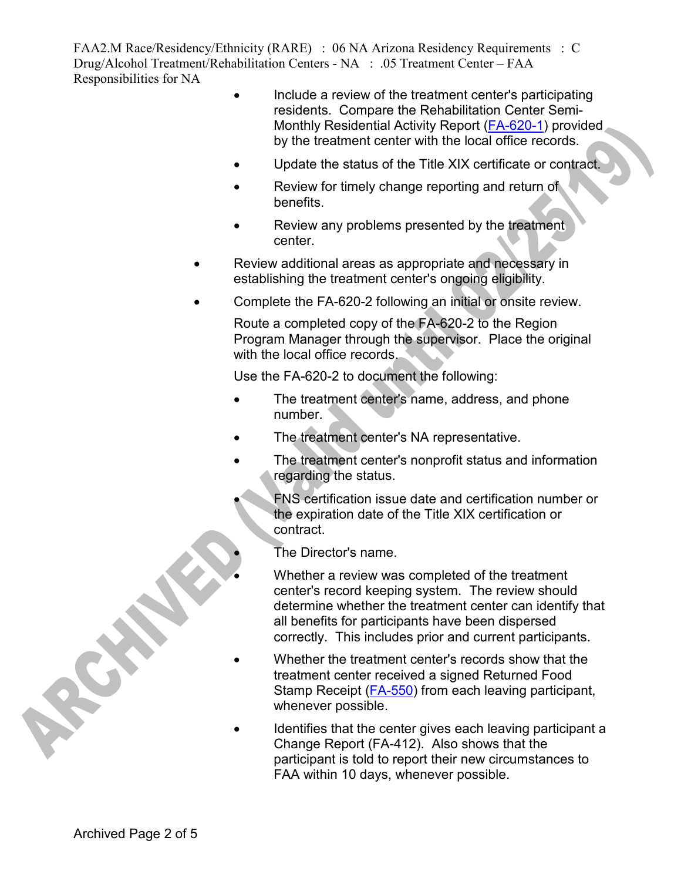- Include a review of the treatment center's participating residents. Compare the Rehabilitation Center Semi-Monthly Residential Activity Report (FA-620-1) provided by the treatment center with the local office records.
- Update the status of the Title XIX certificate or contract.
- Review for timely change reporting and return of benefits.
- Review any problems presented by the treatment center.

- Review additional areas as appropriate and necessary in establishing the treatment center's ongoing eligibility.
- Complete the FA-620-2 following an initial or onsite review.

  Route a completed copy of the FA-620-2 to the Region Program Manager through the supervisor. Place the original with the local office records.

  Use the FA-620-2 to document the following:

  - The treatment center's name, address, and phone number.
  - The treatment center's NA representative.
  - The treatment center's nonprofit status and information regarding the status.
  - FNS certification issue date and certification number or the expiration date of the Title XIX certification or contract.
  - The Director's name.
  - Whether a review was completed of the treatment center's record keeping system. The review should determine whether the treatment center can identify that all benefits for participants have been dispersed correctly. This includes prior and current participants.
  - Whether the treatment center's records show that the treatment center received a signed Returned Food Stamp Receipt (FA-550) from each leaving participant, whenever possible.
  - Identifies that the center gives each leaving participant a Change Report (FA-412). Also shows that the participant is told to report their new circumstances to FAA within 10 days, whenever possible.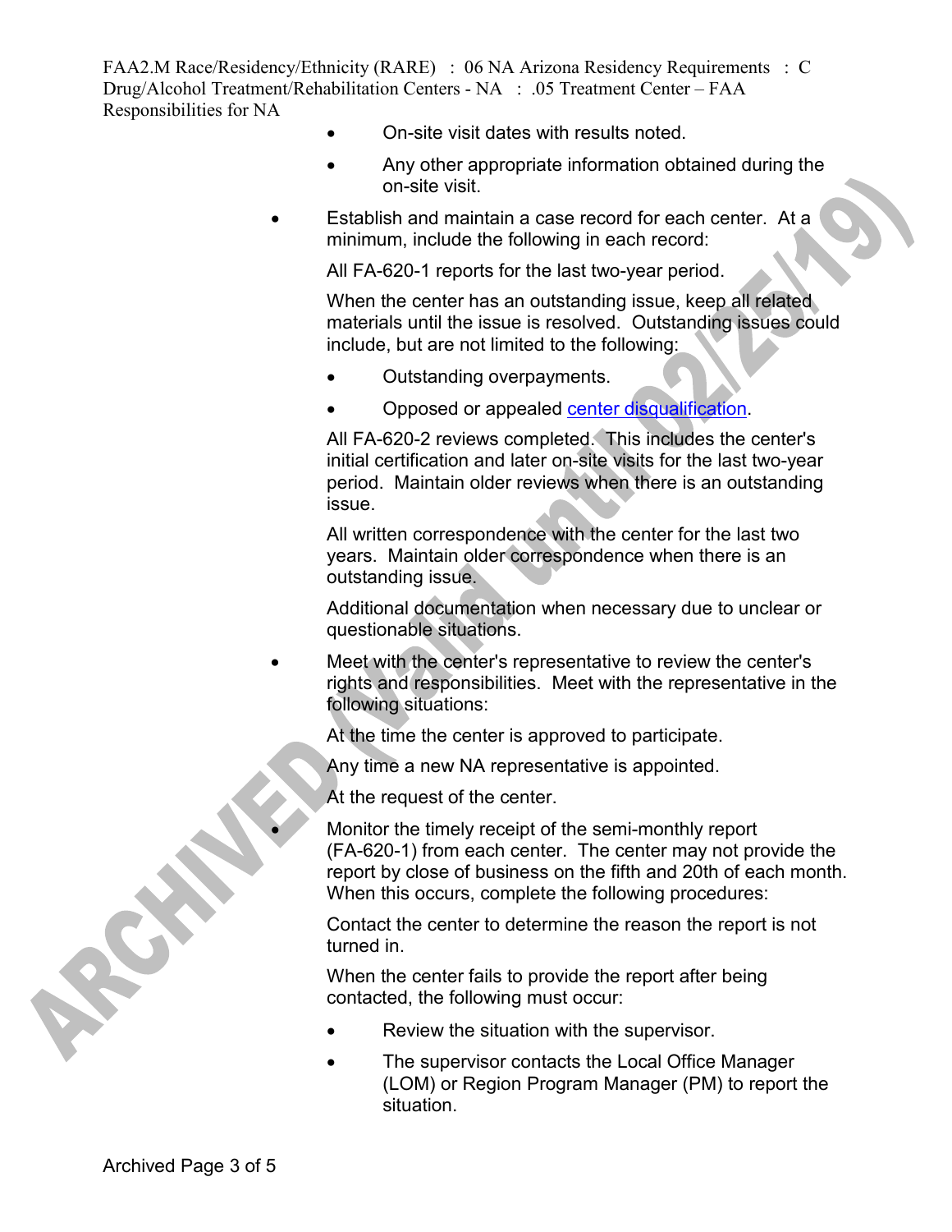- On-site visit dates with results noted.
- Any other appropriate information obtained during the on-site visit.

- Establish and maintain a case record for each center. At a minimum, include the following in each record:

  All FA-620-1 reports for the last two-year period.

  When the center has an outstanding issue, keep all related materials until the issue is resolved. Outstanding issues could include, but are not limited to the following:

  - Outstanding overpayments.
  - Opposed or appealed [center disqualification](center disqualification).

  All FA-620-2 reviews completed. This includes the center's initial certification and later on-site visits for the last two-year period. Maintain older reviews when there is an outstanding issue.

  All written correspondence with the center for the last two years. Maintain older correspondence when there is an outstanding issue.

  Additional documentation when necessary due to unclear or questionable situations.

- Meet with the center's representative to review the center's rights and responsibilities. Meet with the representative in the following situations:

  At the time the center is approved to participate.

  Any time a new NA representative is appointed.

  At the request of the center.

- Monitor the timely receipt of the semi-monthly report (FA-620-1) from each center. The center may not provide the report by close of business on the fifth and 20th of each month. When this occurs, complete the following procedures:

  Contact the center to determine the reason the report is not turned in.

  When the center fails to provide the report after being contacted, the following must occur:

  - Review the situation with the supervisor.
  - The supervisor contacts the Local Office Manager (LOM) or Region Program Manager (PM) to report the situation.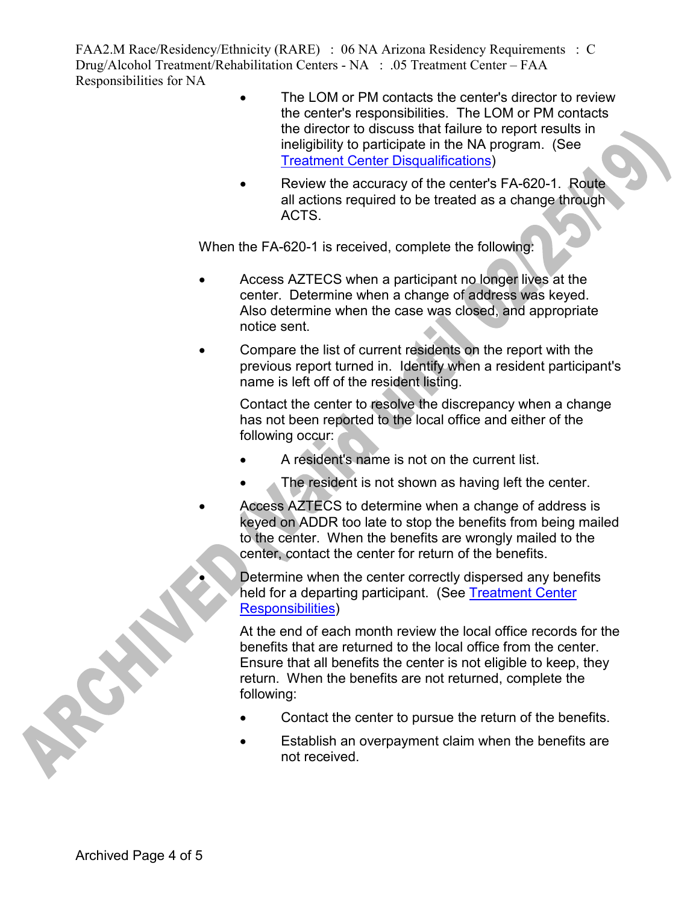- The LOM or PM contacts the center's director to review the center's responsibilities. The LOM or PM contacts the director to discuss that failure to report results in ineligibility to participate in the NA program. (See Treatment Center Disqualifications)
- Review the accuracy of the center's FA-620-1. Route all actions required to be treated as a change through ACTS.

When the FA-620-1 is received, complete the following:

- Access AZTECS when a participant no longer lives at the center. Determine when a change of address was keyed. Also determine when the case was closed, and appropriate notice sent.
- Compare the list of current residents on the report with the previous report turned in. Identify when a resident participant's name is left off of the resident listing.

  Contact the center to resolve the discrepancy when a change has not been reported to the local office and either of the following occur:

  - A resident's name is not on the current list.
  - The resident is not shown as having left the center.
- Access AZTECS to determine when a change of address is keyed on ADDR too late to stop the benefits from being mailed to the center. When the benefits are wrongly mailed to the center, contact the center for return of the benefits.
- Determine when the center correctly dispersed any benefits held for a departing participant. (See Treatment Center Responsibilities)

  At the end of each month review the local office records for the benefits that are returned to the local office from the center. Ensure that all benefits the center is not eligible to keep, they return. When the benefits are not returned, complete the following:

  - Contact the center to pursue the return of the benefits.
  - Establish an overpayment claim when the benefits are not received.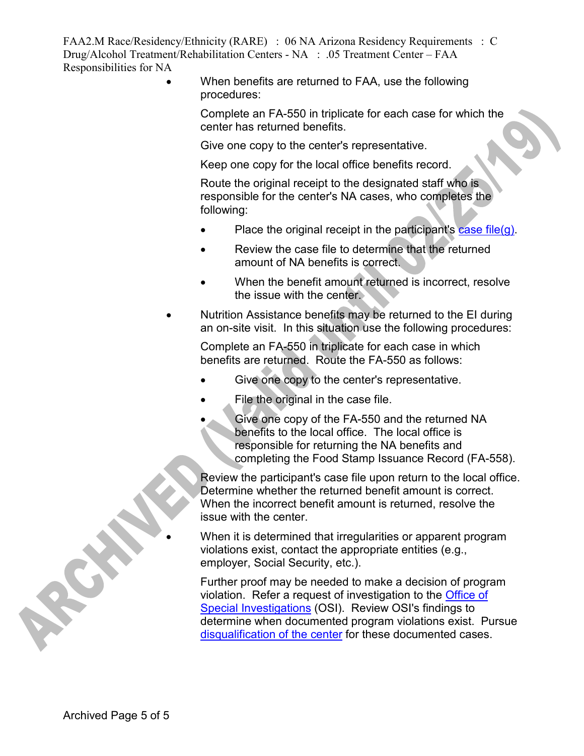- When benefits are returned to FAA, use the following procedures:

  Complete an FA-550 in triplicate for each case for which the center has returned benefits.

  Give one copy to the center's representative.

  Keep one copy for the local office benefits record.

  Route the original receipt to the designated staff who is responsible for the center's NA cases, who completes the following:

  - Place the original receipt in the participant's case file(g).
  - Review the case file to determine that the returned amount of NA benefits is correct.
  - When the benefit amount returned is incorrect, resolve the issue with the center.

- Nutrition Assistance benefits may be returned to the EI during an on-site visit. In this situation use the following procedures:

  Complete an FA-550 in triplicate for each case in which benefits are returned. Route the FA-550 as follows:

  - Give one copy to the center's representative.
  - File the original in the case file.
  - Give one copy of the FA-550 and the returned NA benefits to the local office. The local office is responsible for returning the NA benefits and completing the Food Stamp Issuance Record (FA-558).

  Review the participant's case file upon return to the local office. Determine whether the returned benefit amount is correct. When the incorrect benefit amount is returned, resolve the issue with the center.

- When it is determined that irregularities or apparent program violations exist, contact the appropriate entities (e.g., employer, Social Security, etc.).

  Further proof may be needed to make a decision of program violation. Refer a request of investigation to the Office of Special Investigations (OSI). Review OSI's findings to determine when documented program violations exist. Pursue disqualification of the center for these documented cases.